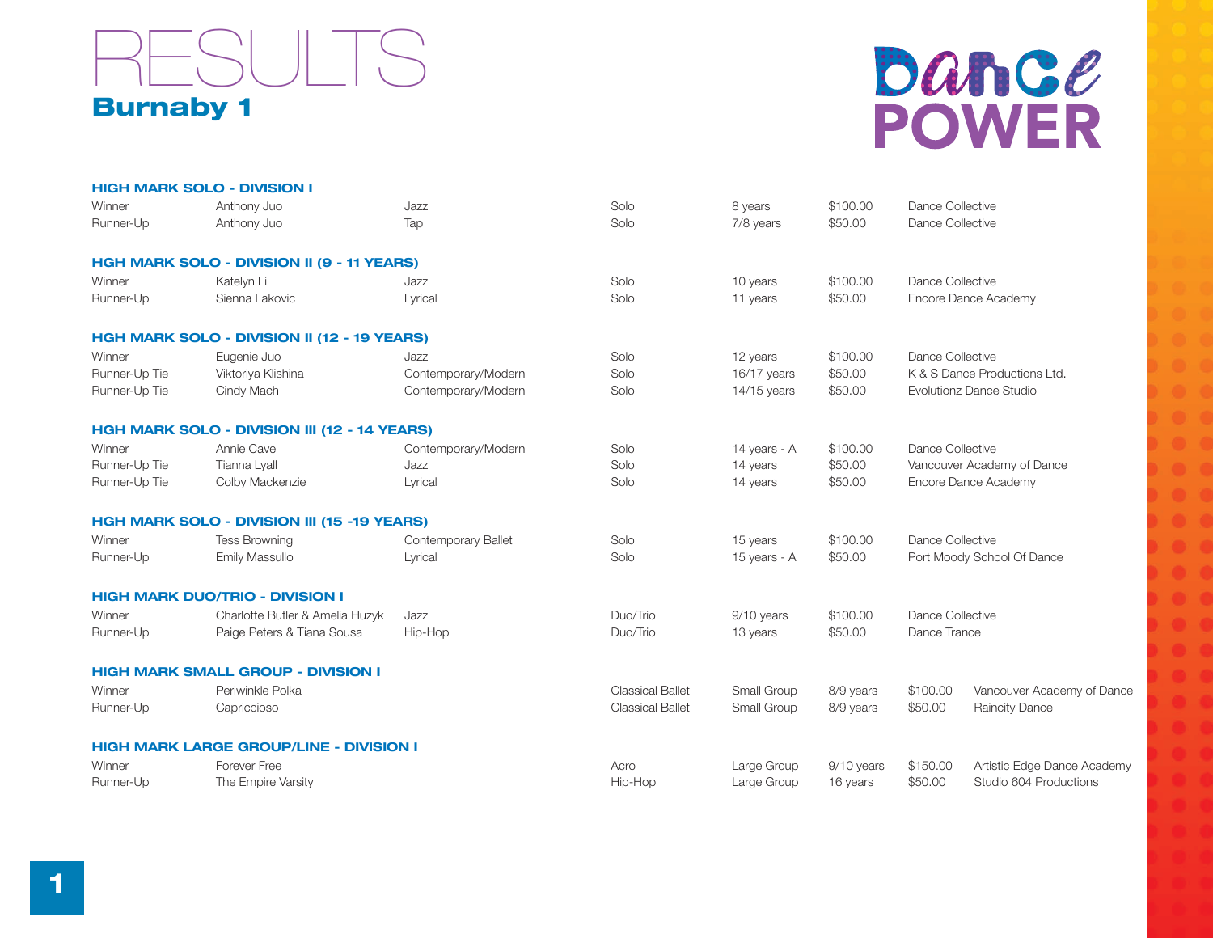# RESULTS

## Burnaby 1

Dance POWER

### HIGH MARK SOLO - DIVISION I

| | | | | | | |
|---|---|---|---|---|---|---|
| Winner | Anthony Juo | Jazz | Solo | 8 years | $100.00 | Dance Collective |
| Runner-Up | Anthony Juo | Tap | Solo | 7/8 years | $50.00 | Dance Collective |

### HGH MARK SOLO - DIVISION II (9 - 11 YEARS)

| | | | | | | |
|---|---|---|---|---|---|---|
| Winner | Katelyn Li | Jazz | Solo | 10 years | $100.00 | Dance Collective |
| Runner-Up | Sienna Lakovic | Lyrical | Solo | 11 years | $50.00 | Encore Dance Academy |

### HGH MARK SOLO - DIVISION II (12 - 19 YEARS)

| | | | | | | |
|---|---|---|---|---|---|---|
| Winner | Eugenie Juo | Jazz | Solo | 12 years | $100.00 | Dance Collective |
| Runner-Up Tie | Viktoriya Klishina | Contemporary/Modern | Solo | 16/17 years | $50.00 | K & S Dance Productions Ltd. |
| Runner-Up Tie | Cindy Mach | Contemporary/Modern | Solo | 14/15 years | $50.00 | Evolutionz Dance Studio |

### HGH MARK SOLO - DIVISION III (12 - 14 YEARS)

| | | | | | | |
|---|---|---|---|---|---|---|
| Winner | Annie Cave | Contemporary/Modern | Solo | 14 years - A | $100.00 | Dance Collective |
| Runner-Up Tie | Tianna Lyall | Jazz | Solo | 14 years | $50.00 | Vancouver Academy of Dance |
| Runner-Up Tie | Colby Mackenzie | Lyrical | Solo | 14 years | $50.00 | Encore Dance Academy |

### HGH MARK SOLO - DIVISION III (15 -19 YEARS)

| | | | | | | |
|---|---|---|---|---|---|---|
| Winner | Tess Browning | Contemporary Ballet | Solo | 15 years | $100.00 | Dance Collective |
| Runner-Up | Emily Massullo | Lyrical | Solo | 15 years - A | $50.00 | Port Moody School Of Dance |

### HIGH MARK DUO/TRIO - DIVISION I

| | | | | | | |
|---|---|---|---|---|---|---|
| Winner | Charlotte Butler & Amelia Huzyk | Jazz | Duo/Trio | 9/10 years | $100.00 | Dance Collective |
| Runner-Up | Paige Peters & Tiana Sousa | Hip-Hop | Duo/Trio | 13 years | $50.00 | Dance Trance |

### HIGH MARK SMALL GROUP - DIVISION I

| | | | | | | |
|---|---|---|---|---|---|---|
| Winner | Periwinkle Polka | Classical Ballet | Small Group | 8/9 years | $100.00 | Vancouver Academy of Dance |
| Runner-Up | Capriccioso | Classical Ballet | Small Group | 8/9 years | $50.00 | Raincity Dance |

### HIGH MARK LARGE GROUP/LINE - DIVISION I

| | | | | | | |
|---|---|---|---|---|---|---|
| Winner | Forever Free | Acro | Large Group | 9/10 years | $150.00 | Artistic Edge Dance Academy |
| Runner-Up | The Empire Varsity | Hip-Hop | Large Group | 16 years | $50.00 | Studio 604 Productions |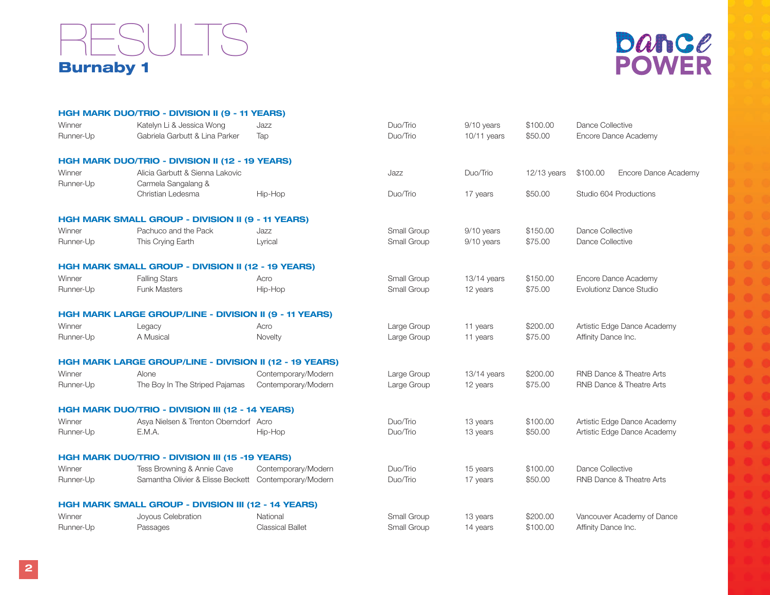# RESULTS

## Burnaby 1

Dance POWER

### HGH MARK DUO/TRIO - DIVISION II (9 - 11 YEARS)

| | | | | | | |
|---|---|---|---|---|---|---|
| Winner | Katelyn Li & Jessica Wong | Jazz | Duo/Trio | 9/10 years | $100.00 | Dance Collective |
| Runner-Up | Gabriela Garbutt & Lina Parker | Tap | Duo/Trio | 10/11 years | $50.00 | Encore Dance Academy |

### HGH MARK DUO/TRIO - DIVISION II (12 - 19 YEARS)

| | | | | | | |
|---|---|---|---|---|---|---|
| Winner | Alicia Garbutt & Sienna Lakovic | Jazz | Duo/Trio | 12/13 years | $100.00 | Encore Dance Academy |
| Runner-Up | Carmela Sangalang & Christian Ledesma | Hip-Hop | Duo/Trio | 17 years | $50.00 | Studio 604 Productions |

### HGH MARK SMALL GROUP - DIVISION II (9 - 11 YEARS)

| | | | | | | |
|---|---|---|---|---|---|---|
| Winner | Pachuco and the Pack | Jazz | Small Group | 9/10 years | $150.00 | Dance Collective |
| Runner-Up | This Crying Earth | Lyrical | Small Group | 9/10 years | $75.00 | Dance Collective |

### HGH MARK SMALL GROUP - DIVISION II (12 - 19 YEARS)

| | | | | | | |
|---|---|---|---|---|---|---|
| Winner | Falling Stars | Acro | Small Group | 13/14 years | $150.00 | Encore Dance Academy |
| Runner-Up | Funk Masters | Hip-Hop | Small Group | 12 years | $75.00 | Evolutionz Dance Studio |

### HGH MARK LARGE GROUP/LINE - DIVISION II (9 - 11 YEARS)

| | | | | | | |
|---|---|---|---|---|---|---|
| Winner | Legacy | Acro | Large Group | 11 years | $200.00 | Artistic Edge Dance Academy |
| Runner-Up | A Musical | Novelty | Large Group | 11 years | $75.00 | Affinity Dance Inc. |

### HGH MARK LARGE GROUP/LINE - DIVISION II (12 - 19 YEARS)

| | | | | | | |
|---|---|---|---|---|---|---|
| Winner | Alone | Contemporary/Modern | Large Group | 13/14 years | $200.00 | RNB Dance & Theatre Arts |
| Runner-Up | The Boy In The Striped Pajamas | Contemporary/Modern | Large Group | 12 years | $75.00 | RNB Dance & Theatre Arts |

### HGH MARK DUO/TRIO - DIVISION III (12 - 14 YEARS)

| | | | | | | |
|---|---|---|---|---|---|---|
| Winner | Asya Nielsen & Trenton Oberndorf | Acro | Duo/Trio | 13 years | $100.00 | Artistic Edge Dance Academy |
| Runner-Up | E.M.A. | Hip-Hop | Duo/Trio | 13 years | $50.00 | Artistic Edge Dance Academy |

### HGH MARK DUO/TRIO - DIVISION III (15 -19 YEARS)

| | | | | | | |
|---|---|---|---|---|---|---|
| Winner | Tess Browning & Annie Cave | Contemporary/Modern | Duo/Trio | 15 years | $100.00 | Dance Collective |
| Runner-Up | Samantha Olivier & Elisse Beckett | Contemporary/Modern | Duo/Trio | 17 years | $50.00 | RNB Dance & Theatre Arts |

### HGH MARK SMALL GROUP - DIVISION III (12 - 14 YEARS)

| | | | | | | |
|---|---|---|---|---|---|---|
| Winner | Joyous Celebration | National | Small Group | 13 years | $200.00 | Vancouver Academy of Dance |
| Runner-Up | Passages | Classical Ballet | Small Group | 14 years | $100.00 | Affinity Dance Inc. |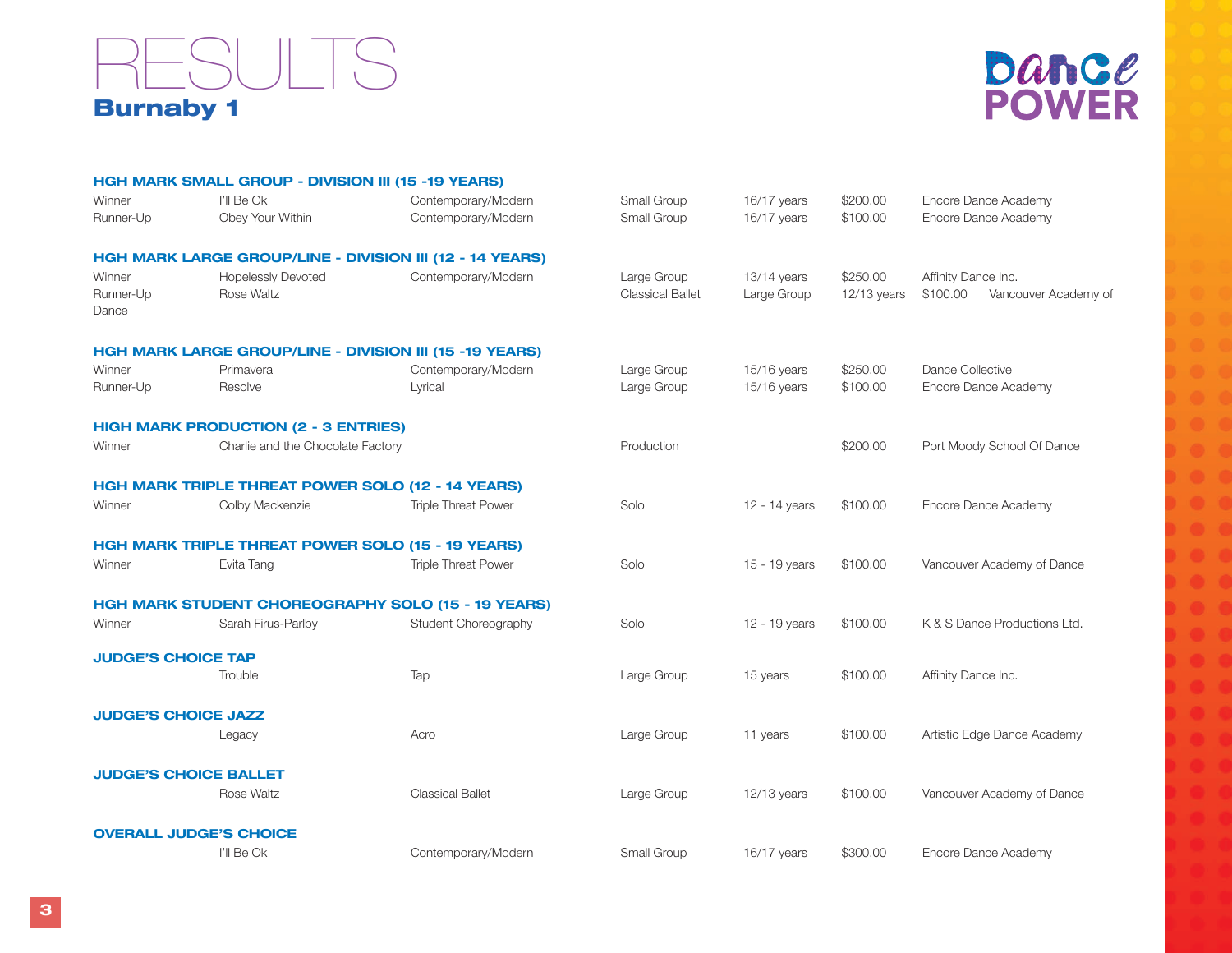# RESULTS

## Burnaby 1

Dance POWER

### HGH MARK SMALL GROUP - DIVISION III (15 -19 YEARS)

| | | | | | | |
|---|---|---|---|---|---|---|
| Winner | I'll Be Ok | Contemporary/Modern | Small Group | 16/17 years | $200.00 | Encore Dance Academy |
| Runner-Up | Obey Your Within | Contemporary/Modern | Small Group | 16/17 years | $100.00 | Encore Dance Academy |

### HGH MARK LARGE GROUP/LINE - DIVISION III (12 - 14 YEARS)

| | | | | | | |
|---|---|---|---|---|---|---|
| Winner | Hopelessly Devoted | Contemporary/Modern | Large Group | 13/14 years | $250.00 | Affinity Dance Inc. |
| Runner-Up | Rose Waltz | | Classical Ballet | Large Group | 12/13 years | $100.00 Vancouver Academy of Dance |

### HGH MARK LARGE GROUP/LINE - DIVISION III (15 -19 YEARS)

| | | | | | | |
|---|---|---|---|---|---|---|
| Winner | Primavera | Contemporary/Modern | Large Group | 15/16 years | $250.00 | Dance Collective |
| Runner-Up | Resolve | Lyrical | Large Group | 15/16 years | $100.00 | Encore Dance Academy |

### HIGH MARK PRODUCTION (2 - 3 ENTRIES)

| | | | | | | |
|---|---|---|---|---|---|---|
| Winner | Charlie and the Chocolate Factory | | Production | | $200.00 | Port Moody School Of Dance |

### HGH MARK TRIPLE THREAT POWER SOLO (12 - 14 YEARS)

| | | | | | | |
|---|---|---|---|---|---|---|
| Winner | Colby Mackenzie | Triple Threat Power | Solo | 12 - 14 years | $100.00 | Encore Dance Academy |

### HGH MARK TRIPLE THREAT POWER SOLO (15 - 19 YEARS)

| | | | | | | |
|---|---|---|---|---|---|---|
| Winner | Evita Tang | Triple Threat Power | Solo | 15 - 19 years | $100.00 | Vancouver Academy of Dance |

### HGH MARK STUDENT CHOREOGRAPHY SOLO (15 - 19 YEARS)

| | | | | | | |
|---|---|---|---|---|---|---|
| Winner | Sarah Firus-Parlby | Student Choreography | Solo | 12 - 19 years | $100.00 | K & S Dance Productions Ltd. |

### JUDGE'S CHOICE TAP

| | | | | | | |
|---|---|---|---|---|---|---|
| | Trouble | Tap | Large Group | 15 years | $100.00 | Affinity Dance Inc. |

### JUDGE'S CHOICE JAZZ

| | | | | | | |
|---|---|---|---|---|---|---|
| | Legacy | Acro | Large Group | 11 years | $100.00 | Artistic Edge Dance Academy |

### JUDGE'S CHOICE BALLET

| | | | | | | |
|---|---|---|---|---|---|---|
| | Rose Waltz | Classical Ballet | Large Group | 12/13 years | $100.00 | Vancouver Academy of Dance |

### OVERALL JUDGE'S CHOICE

| | | | | | | |
|---|---|---|---|---|---|---|
| | I'll Be Ok | Contemporary/Modern | Small Group | 16/17 years | $300.00 | Encore Dance Academy |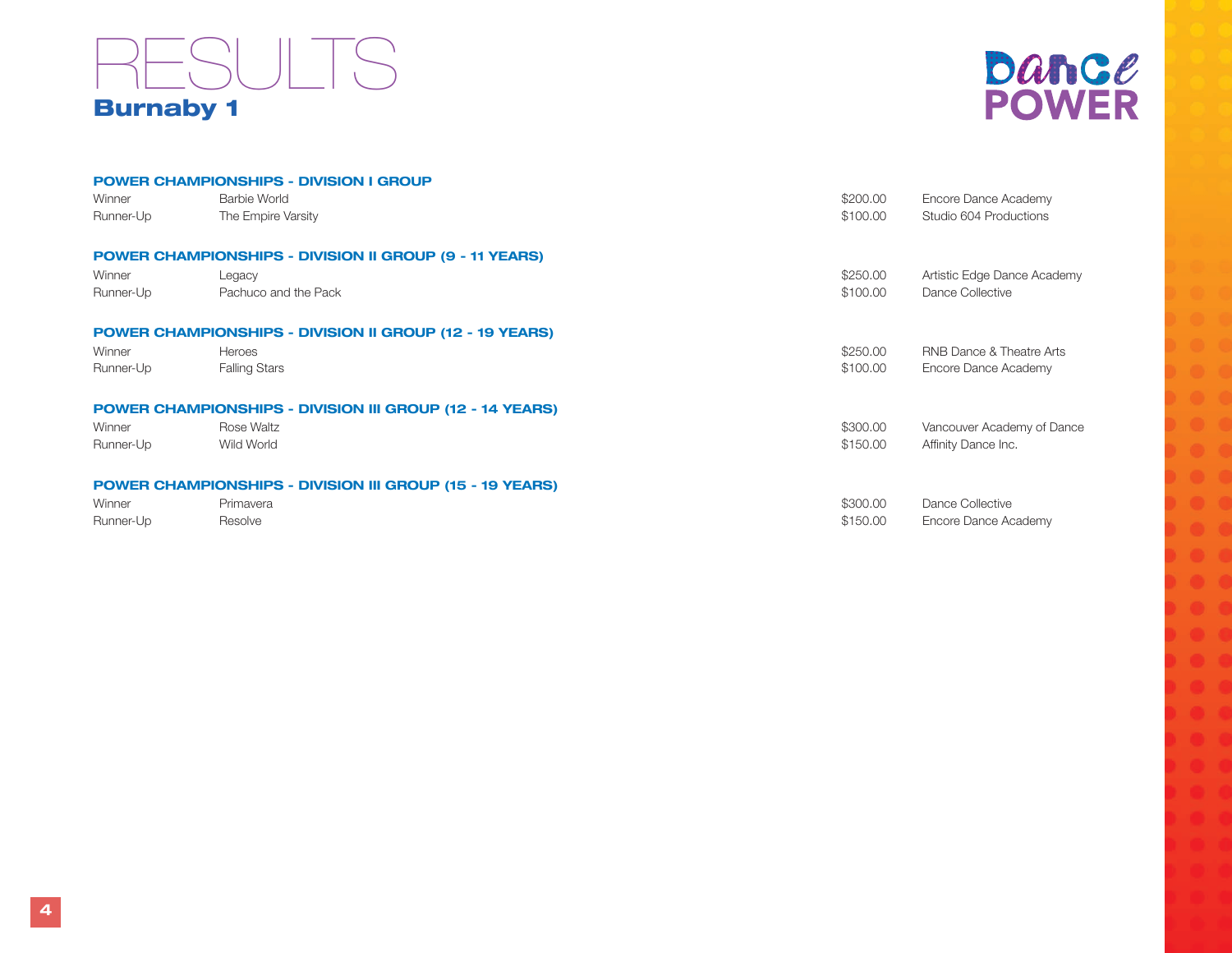# RESULTS

## Burnaby 1

Dance POWER

### POWER CHAMPIONSHIPS - DIVISION I GROUP

| | | | |
|---|---|---|---|
| Winner | Barbie World | $200.00 | Encore Dance Academy |
| Runner-Up | The Empire Varsity | $100.00 | Studio 604 Productions |

### POWER CHAMPIONSHIPS - DIVISION II GROUP (9 - 11 YEARS)

| | | | |
|---|---|---|---|
| Winner | Legacy | $250.00 | Artistic Edge Dance Academy |
| Runner-Up | Pachuco and the Pack | $100.00 | Dance Collective |

### POWER CHAMPIONSHIPS - DIVISION II GROUP (12 - 19 YEARS)

| | | | |
|---|---|---|---|
| Winner | Heroes | $250.00 | RNB Dance & Theatre Arts |
| Runner-Up | Falling Stars | $100.00 | Encore Dance Academy |

### POWER CHAMPIONSHIPS - DIVISION III GROUP (12 - 14 YEARS)

| | | | |
|---|---|---|---|
| Winner | Rose Waltz | $300.00 | Vancouver Academy of Dance |
| Runner-Up | Wild World | $150.00 | Affinity Dance Inc. |

### POWER CHAMPIONSHIPS - DIVISION III GROUP (15 - 19 YEARS)

| | | | |
|---|---|---|---|
| Winner | Primavera | $300.00 | Dance Collective |
| Runner-Up | Resolve | $150.00 | Encore Dance Academy |